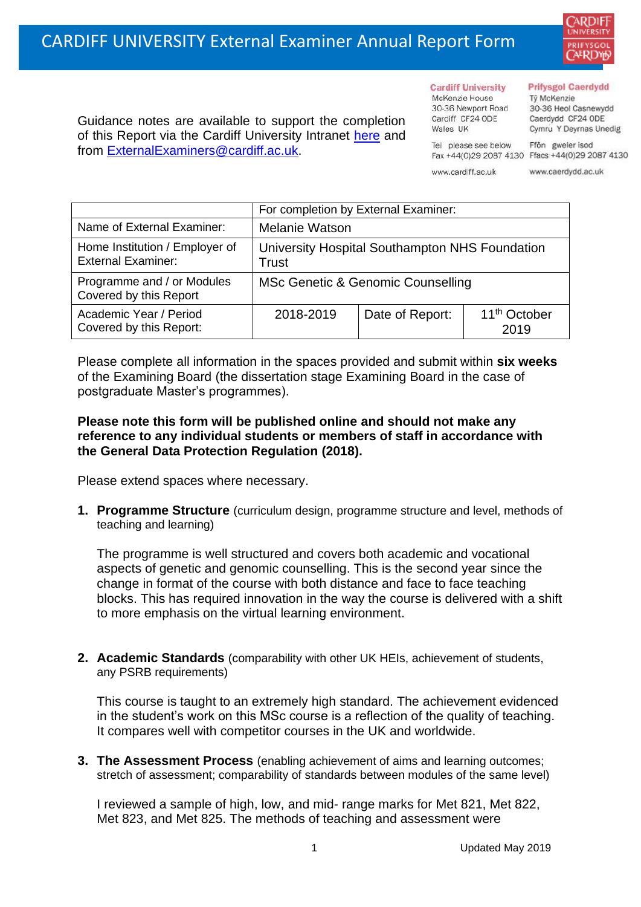# CARDIFF UNIVERSITY External Examiner Annual Report Form

Guidance notes are available to support the completion of this Report via the Cardiff University Intranet here and from ExternalExaminers@cardiff.ac.uk.

**Cardiff University**
McKenzie House
30-36 Newport Road
Cardiff CF24 0DE
Wales UK

Tel please see below
Fax +44(0)29 2087 4130

www.cardiff.ac.uk

**Prifysgol Caerdydd**
Tŷ McKenzie
30-36 Heol Casnewydd
Caerdydd CF24 0DE
Cymru Y Deyrnas Unedig

Ffôn gweler isod
Ffacs +44(0)29 2087 4130

www.caerdydd.ac.uk

| | For completion by External Examiner: | | |
|---|---|---|---|
| Name of External Examiner: | Melanie Watson | | |
| Home Institution / Employer of External Examiner: | University Hospital Southampton NHS Foundation Trust | | |
| Programme and / or Modules Covered by this Report | MSc Genetic & Genomic Counselling | | |
| Academic Year / Period Covered by this Report: | 2018-2019 | Date of Report: | 11th October 2019 |

Please complete all information in the spaces provided and submit within **six weeks** of the Examining Board (the dissertation stage Examining Board in the case of postgraduate Master's programmes).

**Please note this form will be published online and should not make any reference to any individual students or members of staff in accordance with the General Data Protection Regulation (2018).**

Please extend spaces where necessary.

1. **Programme Structure** (curriculum design, programme structure and level, methods of teaching and learning)

   The programme is well structured and covers both academic and vocational aspects of genetic and genomic counselling. This is the second year since the change in format of the course with both distance and face to face teaching blocks. This has required innovation in the way the course is delivered with a shift to more emphasis on the virtual learning environment.

2. **Academic Standards** (comparability with other UK HEIs, achievement of students, any PSRB requirements)

   This course is taught to an extremely high standard. The achievement evidenced in the student's work on this MSc course is a reflection of the quality of teaching. It compares well with competitor courses in the UK and worldwide.

3. **The Assessment Process** (enabling achievement of aims and learning outcomes; stretch of assessment; comparability of standards between modules of the same level)

   I reviewed a sample of high, low, and mid- range marks for Met 821, Met 822, Met 823, and Met 825. The methods of teaching and assessment were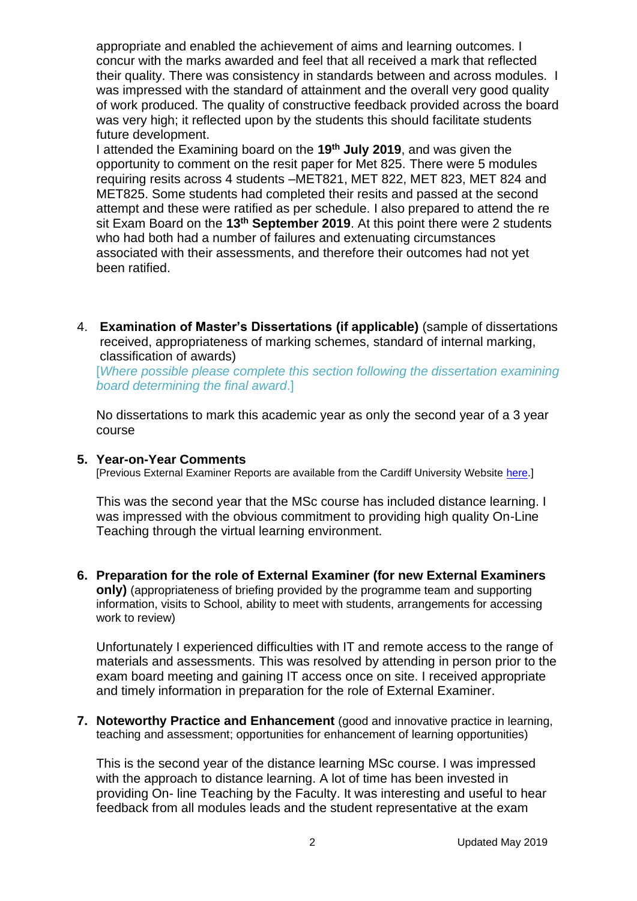appropriate and enabled the achievement of aims and learning outcomes. I concur with the marks awarded and feel that all received a mark that reflected their quality. There was consistency in standards between and across modules. I was impressed with the standard of attainment and the overall very good quality of work produced. The quality of constructive feedback provided across the board was very high; it reflected upon by the students this should facilitate students future development.

I attended the Examining board on the **19th July 2019**, and was given the opportunity to comment on the resit paper for Met 825. There were 5 modules requiring resits across 4 students –MET821, MET 822, MET 823, MET 824 and MET825. Some students had completed their resits and passed at the second attempt and these were ratified as per schedule. I also prepared to attend the re sit Exam Board on the **13th September 2019**. At this point there were 2 students who had both had a number of failures and extenuating circumstances associated with their assessments, and therefore their outcomes had not yet been ratified.

4. **Examination of Master's Dissertations (if applicable)** (sample of dissertations received, appropriateness of marking schemes, standard of internal marking, classification of awards)

[*Where possible please complete this section following the dissertation examining board determining the final award*.]

No dissertations to mark this academic year as only the second year of a 3 year course

**5. Year-on-Year Comments**

[Previous External Examiner Reports are available from the Cardiff University Website here.]

This was the second year that the MSc course has included distance learning. I was impressed with the obvious commitment to providing high quality On-Line Teaching through the virtual learning environment.

**6. Preparation for the role of External Examiner (for new External Examiners only)** (appropriateness of briefing provided by the programme team and supporting information, visits to School, ability to meet with students, arrangements for accessing work to review)

Unfortunately I experienced difficulties with IT and remote access to the range of materials and assessments. This was resolved by attending in person prior to the exam board meeting and gaining IT access once on site. I received appropriate and timely information in preparation for the role of External Examiner.

**7. Noteworthy Practice and Enhancement** (good and innovative practice in learning, teaching and assessment; opportunities for enhancement of learning opportunities)

This is the second year of the distance learning MSc course. I was impressed with the approach to distance learning. A lot of time has been invested in providing On- line Teaching by the Faculty. It was interesting and useful to hear feedback from all modules leads and the student representative at the exam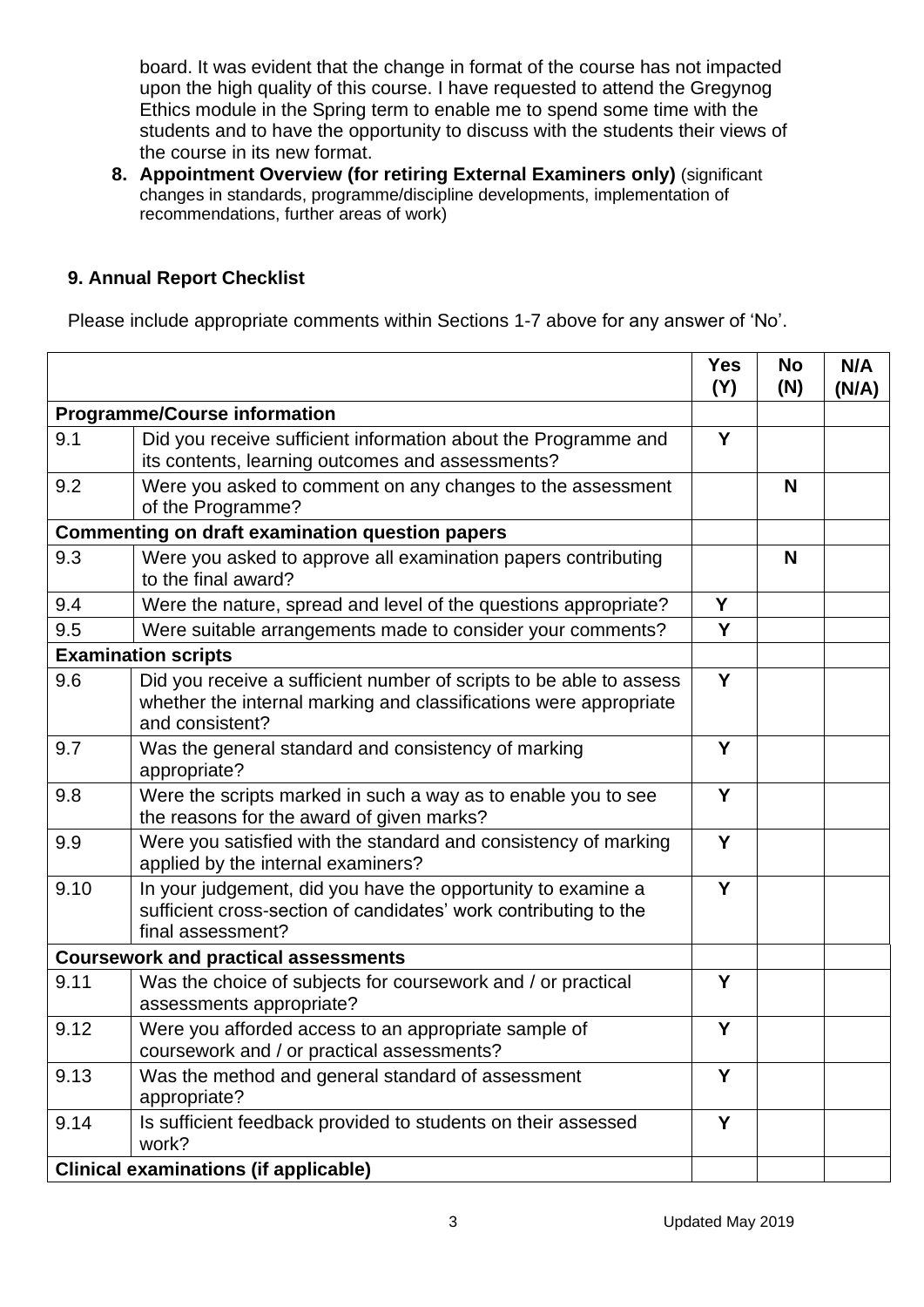board. It was evident that the change in format of the course has not impacted upon the high quality of this course. I have requested to attend the Gregynog Ethics module in the Spring term to enable me to spend some time with the students and to have the opportunity to discuss with the students their views of the course in its new format.

8. **Appointment Overview (for retiring External Examiners only)** (significant changes in standards, programme/discipline developments, implementation of recommendations, further areas of work)

## 9. Annual Report Checklist

Please include appropriate comments within Sections 1-7 above for any answer of 'No'.

| | | Yes (Y) | No (N) | N/A (N/A) |
|---|---|---|---|---|
| **Programme/Course information** | | | | |
| 9.1 | Did you receive sufficient information about the Programme and its contents, learning outcomes and assessments? | Y | | |
| 9.2 | Were you asked to comment on any changes to the assessment of the Programme? | | N | |
| **Commenting on draft examination question papers** | | | | |
| 9.3 | Were you asked to approve all examination papers contributing to the final award? | | N | |
| 9.4 | Were the nature, spread and level of the questions appropriate? | Y | | |
| 9.5 | Were suitable arrangements made to consider your comments? | Y | | |
| **Examination scripts** | | | | |
| 9.6 | Did you receive a sufficient number of scripts to be able to assess whether the internal marking and classifications were appropriate and consistent? | Y | | |
| 9.7 | Was the general standard and consistency of marking appropriate? | Y | | |
| 9.8 | Were the scripts marked in such a way as to enable you to see the reasons for the award of given marks? | Y | | |
| 9.9 | Were you satisfied with the standard and consistency of marking applied by the internal examiners? | Y | | |
| 9.10 | In your judgement, did you have the opportunity to examine a sufficient cross-section of candidates' work contributing to the final assessment? | Y | | |
| **Coursework and practical assessments** | | | | |
| 9.11 | Was the choice of subjects for coursework and / or practical assessments appropriate? | Y | | |
| 9.12 | Were you afforded access to an appropriate sample of coursework and / or practical assessments? | Y | | |
| 9.13 | Was the method and general standard of assessment appropriate? | Y | | |
| 9.14 | Is sufficient feedback provided to students on their assessed work? | Y | | |
| **Clinical examinations (if applicable)** | | | | |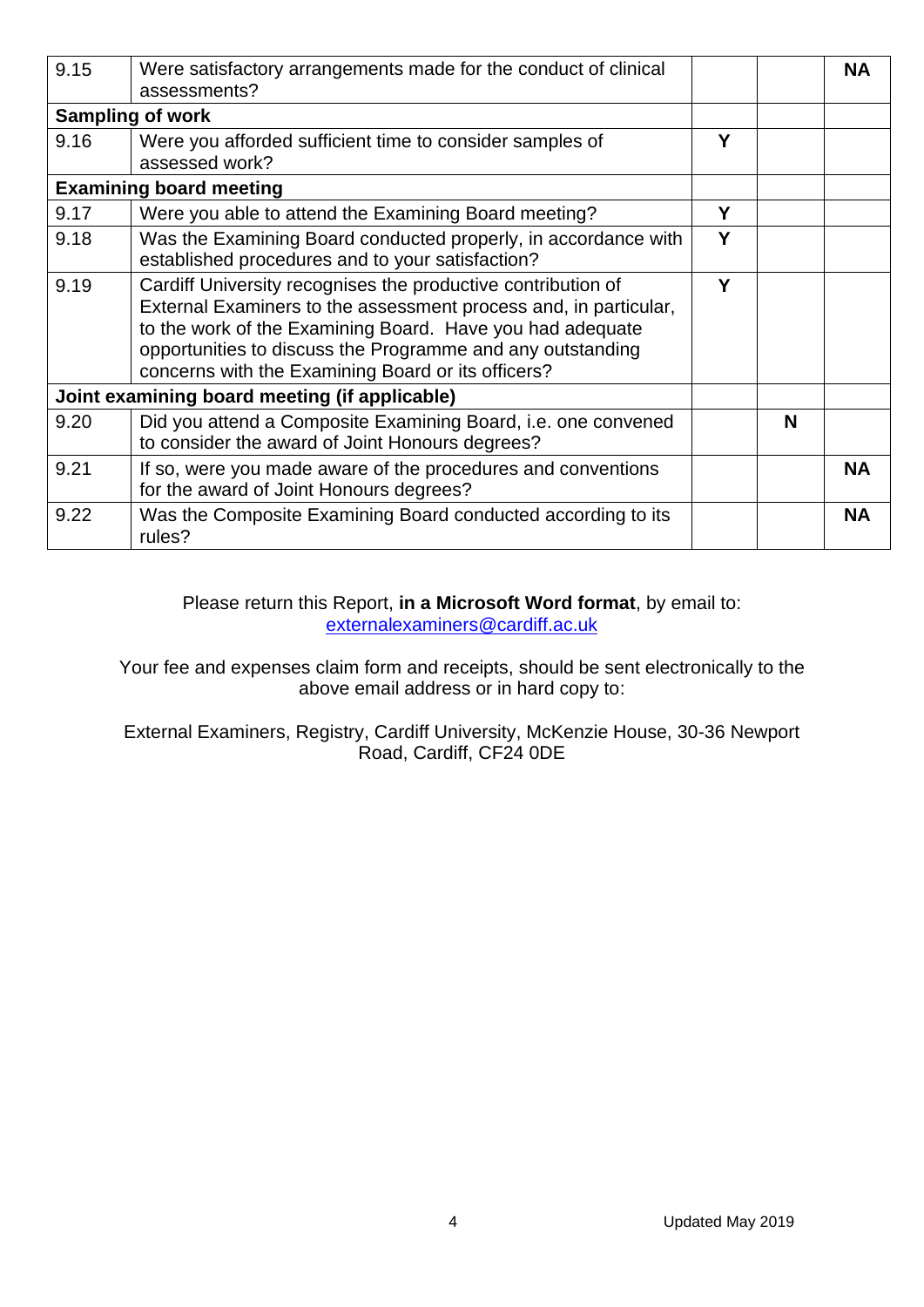| | | | | |
|---|---|---|---|---|
| 9.15 | Were satisfactory arrangements made for the conduct of clinical assessments? | | | **NA** |
| **Sampling of work** | | | | |
| 9.16 | Were you afforded sufficient time to consider samples of assessed work? | **Y** | | |
| **Examining board meeting** | | | | |
| 9.17 | Were you able to attend the Examining Board meeting? | **Y** | | |
| 9.18 | Was the Examining Board conducted properly, in accordance with established procedures and to your satisfaction? | **Y** | | |
| 9.19 | Cardiff University recognises the productive contribution of External Examiners to the assessment process and, in particular, to the work of the Examining Board. Have you had adequate opportunities to discuss the Programme and any outstanding concerns with the Examining Board or its officers? | **Y** | | |
| **Joint examining board meeting (if applicable)** | | | | |
| 9.20 | Did you attend a Composite Examining Board, i.e. one convened to consider the award of Joint Honours degrees? | | **N** | |
| 9.21 | If so, were you made aware of the procedures and conventions for the award of Joint Honours degrees? | | | **NA** |
| 9.22 | Was the Composite Examining Board conducted according to its rules? | | | **NA** |

Please return this Report, **in a Microsoft Word format**, by email to: externalexaminers@cardiff.ac.uk

Your fee and expenses claim form and receipts, should be sent electronically to the above email address or in hard copy to:

External Examiners, Registry, Cardiff University, McKenzie House, 30-36 Newport Road, Cardiff, CF24 0DE

Updated May 2019